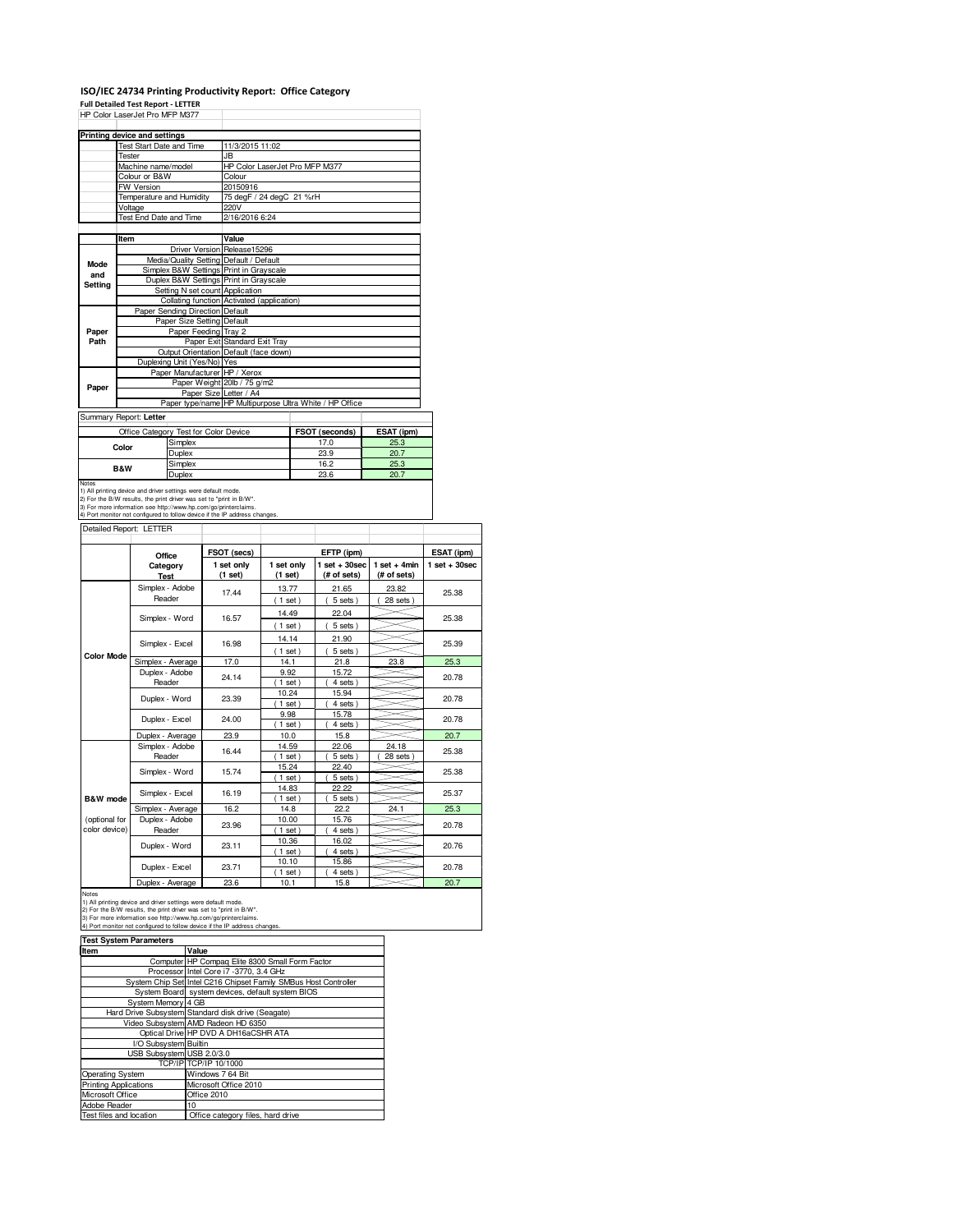# ISO/IEC 24734 Printing Productivity Report: Office Category

**Full Detailed Test Report - LETTER**

HP Color LaserJet Pro MFP M377

| Printing device and settings | |
|---|---|
| Test Start Date and Time | 11/3/2015 11:02 |
| Tester | JB |
| Machine name/model | HP Color LaserJet Pro MFP M377 |
| Colour or B&W | Colour |
| FW Version | 20150916 |
| Temperature and Humidity | 75 degF / 24 degC 21 %rH |
| Voltage | 220V |
| Test End Date and Time | 2/16/2016 6:24 |

| | Item | Value |
|---|---|---|
| Mode and Setting | Driver Version | Release15296 |
| | Media/Quality Setting | Default / Default |
| | Simplex B&W Settings | Print in Grayscale |
| | Duplex B&W Settings | Print in Grayscale |
| | Setting N set count | Application |
| | Collating function | Activated (application) |
| Paper Path | Paper Sending Direction | Default |
| | Paper Size Setting | Default |
| | Paper Feeding | Tray 2 |
| | Paper Exit | Standard Exit Tray |
| | Output Orientation | Default (face down) |
| | Duplexing Unit (Yes/No) | Yes |
| Paper | Paper Manufacturer | HP / Xerox |
| | Paper Weight | 20lb / 75 g/m2 |
| | Paper Size | Letter / A4 |
| | Paper type/name | HP Multipurpose Ultra White / HP Office |

Summary Report: **Letter**

| Office Category Test for Color Device | | FSOT (seconds) | ESAT (ipm) |
|---|---|---|---|
| Color | Simplex | 17.0 | 25.3 |
| | Duplex | 23.9 | 20.7 |
| B&W | Simplex | 16.2 | 25.3 |
| | Duplex | 23.6 | 20.7 |

Notes
1) All printing device and driver settings were default mode.
2) For the B/W results, the print driver was set to "print in B/W".
3) For more information see http://www.hp.com/go/printerclaims.
4) Port monitor not configured to follow device if the IP address changes.

Detailed Report: LETTER

| | Office Category Test | FSOT (secs) 1 set only (1 set) | EFTP (ipm) 1 set only (1 set) | EFTP (ipm) 1 set + 30sec (# of sets) | EFTP (ipm) 1 set + 4min (# of sets) | ESAT (ipm) 1 set + 30sec |
|---|---|---|---|---|---|---|
| Color Mode | Simplex - Adobe Reader | 17.44 | 13.77 (1 set) | 21.65 (5 sets) | 23.82 (28 sets) | 25.38 |
| | Simplex - Word | 16.57 | 14.49 (1 set) | 22.04 (5 sets) | | 25.38 |
| | Simplex - Excel | 16.98 | 14.14 (1 set) | 21.90 (5 sets) | | 25.39 |
| | Simplex - Average | 17.0 | 14.1 | 21.8 | 23.8 | 25.3 |
| | Duplex - Adobe Reader | 24.14 | 9.92 (1 set) | 15.72 (4 sets) | | 20.78 |
| | Duplex - Word | 23.39 | 10.24 (1 set) | 15.94 (4 sets) | | 20.78 |
| | Duplex - Excel | 24.00 | 9.98 (1 set) | 15.78 (4 sets) | | 20.78 |
| | Duplex - Average | 23.9 | 10.0 | 15.8 | | 20.7 |
| B&W mode (optional for color device) | Simplex - Adobe Reader | 16.44 | 14.59 (1 set) | 22.06 (5 sets) | 24.18 (28 sets) | 25.38 |
| | Simplex - Word | 15.74 | 15.24 (1 set) | 22.40 (5 sets) | | 25.38 |
| | Simplex - Excel | 16.19 | 14.83 (1 set) | 22.22 (5 sets) | | 25.37 |
| | Simplex - Average | 16.2 | 14.8 | 22.2 | 24.1 | 25.3 |
| | Duplex - Adobe Reader | 23.96 | 10.00 (1 set) | 15.76 (4 sets) | | 20.78 |
| | Duplex - Word | 23.11 | 10.36 (1 set) | 16.02 (4 sets) | | 20.76 |
| | Duplex - Excel | 23.71 | 10.10 (1 set) | 15.86 (4 sets) | | 20.78 |
| | Duplex - Average | 23.6 | 10.1 | 15.8 | | 20.7 |

Notes
1) All printing device and driver settings were default mode.
2) For the B/W results, the print driver was set to "print in B/W".
3) For more information see http://www.hp.com/go/printerclaims.
4) Port monitor not configured to follow device if the IP address changes.

| Test System Parameters | |
|---|---|
| **Item** | **Value** |
| Computer | HP Compaq Elite 8300 Small Form Factor |
| Processor | Intel Core i7 -3770, 3.4 GHz |
| System Chip Set | Intel C216 Chipset Family SMBus Host Controller |
| System Board | system devices, default system BIOS |
| System Memory | 4 GB |
| Hard Drive Subsystem | Standard disk drive (Seagate) |
| Video Subsystem | AMD Radeon HD 6350 |
| Optical Drive | HP DVD A DH16aCSHR ATA |
| I/O Subsystem | Builtin |
| USB Subsystem | USB 2.0/3.0 |
| TCP/IP | TCP/IP 10/1000 |
| Operating System | Windows 7 64 Bit |
| Printing Applications | Microsoft Office 2010 |
| Microsoft Office | Office 2010 |
| Adobe Reader | 10 |
| Test files and location | Office category files, hard drive |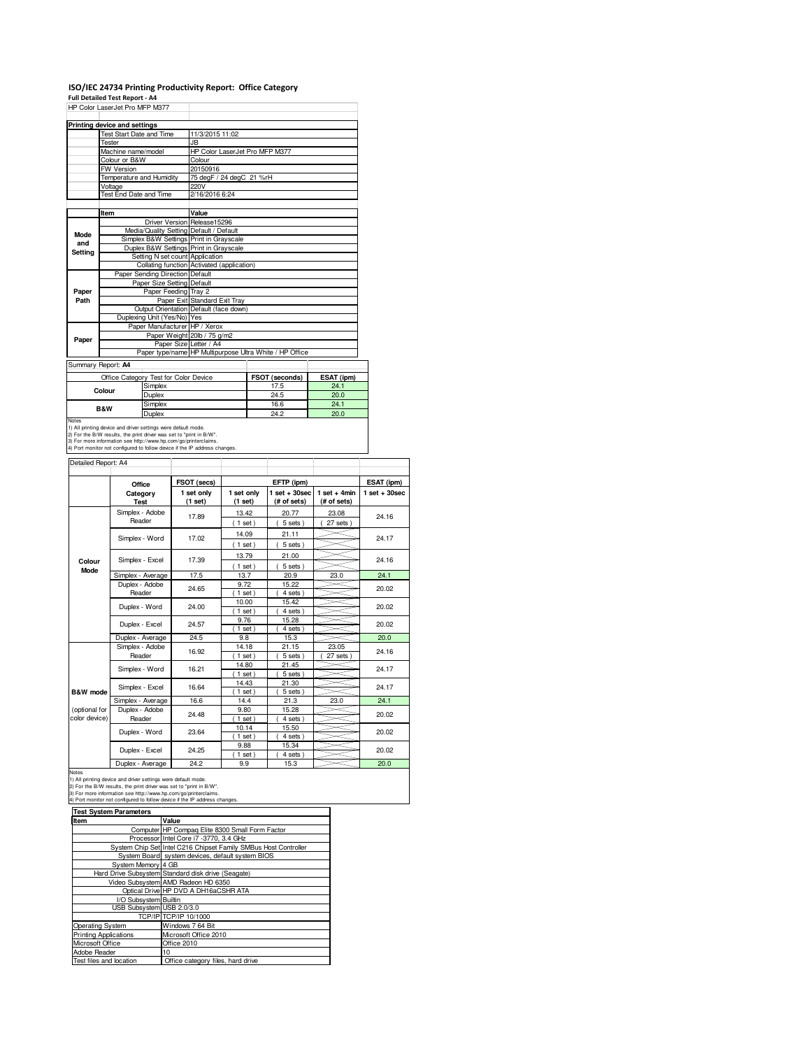## ISO/IEC 24734 Printing Productivity Report: Office Category

**Full Detailed Test Report - A4**

HP Color LaserJet Pro MFP M377

| Printing device and settings | |
|---|---|
| Test Start Date and Time | 11/3/2015 11:02 |
| Tester | JB |
| Machine name/model | HP Color LaserJet Pro MFP M377 |
| Colour or B&W | Colour |
| FW Version | 20150916 |
| Temperature and Humidity | 75 degF / 24 degC 21 %rH |
| Voltage | 220V |
| Test End Date and Time | 2/16/2016 6:24 |

| | Item | Value |
|---|---|---|
| Mode and Setting | Driver Version | Release15296 |
| | Media/Quality Setting | Default / Default |
| | Simplex B&W Settings | Print in Grayscale |
| | Duplex B&W Settings | Print in Grayscale |
| | Setting N set count | Application |
| | Collating function | Activated (application) |
| Paper Path | Paper Sending Direction | Default |
| | Paper Size Setting | Default |
| | Paper Feeding | Tray 2 |
| | Paper Exit | Standard Exit Tray |
| | Output Orientation | Default (face down) |
| | Duplexing Unit (Yes/No) | Yes |
| Paper | Paper Manufacturer | HP / Xerox |
| | Paper Weight | 20lb / 75 g/m2 |
| | Paper Size | Letter / A4 |
| | Paper type/name | HP Multipurpose Ultra White / HP Office |

Summary Report: **A4**

| Office Category Test for Color Device | | FSOT (seconds) | ESAT (ipm) |
|---|---|---|---|
| Colour | Simplex | 17.5 | 24.1 |
| | Duplex | 24.5 | 20.0 |
| B&W | Simplex | 16.6 | 24.1 |
| | Duplex | 24.2 | 20.0 |

Notes
1) All printing device and driver settings were default mode.
2) For the B/W results, the print driver was set to "print in B/W".
3) For more information see http://www.hp.com/go/printerclaims.
4) Port monitor not configured to follow device if the IP address changes.

Detailed Report: A4

| | Office Category Test | FSOT (secs) 1 set only (1 set) | EFTP (ipm) 1 set only (1 set) | EFTP (ipm) 1 set + 30sec (# of sets) | EFTP (ipm) 1 set + 4min (# of sets) | ESAT (ipm) 1 set + 30sec |
|---|---|---|---|---|---|---|
| Colour Mode | Simplex - Adobe Reader | 17.89 | 13.42 (1 set) | 20.77 (5 sets) | 23.08 (27 sets) | 24.16 |
| | Simplex - Word | 17.02 | 14.09 (1 set) | 21.11 (5 sets) | | 24.17 |
| | Simplex - Excel | 17.39 | 13.79 (1 set) | 21.00 (5 sets) | | 24.16 |
| | Simplex - Average | 17.5 | 13.7 | 20.9 | 23.0 | 24.1 |
| | Duplex - Adobe Reader | 24.65 | 9.72 (1 set) | 15.22 (4 sets) | | 20.02 |
| | Duplex - Word | 24.00 | 10.00 (1 set) | 15.42 (4 sets) | | 20.02 |
| | Duplex - Excel | 24.57 | 9.76 (1 set) | 15.28 (4 sets) | | 20.02 |
| | Duplex - Average | 24.5 | 9.8 | 15.3 | | 20.0 |
| B&W mode (optional for color device) | Simplex - Adobe Reader | 16.92 | 14.18 (1 set) | 21.15 (5 sets) | 23.05 (27 sets) | 24.16 |
| | Simplex - Word | 16.21 | 14.80 (1 set) | 21.45 (5 sets) | | 24.17 |
| | Simplex - Excel | 16.64 | 14.43 (1 set) | 21.30 (5 sets) | | 24.17 |
| | Simplex - Average | 16.6 | 14.4 | 21.3 | 23.0 | 24.1 |
| | Duplex - Adobe Reader | 24.48 | 9.80 (1 set) | 15.28 (4 sets) | | 20.02 |
| | Duplex - Word | 23.64 | 10.14 (1 set) | 15.50 (4 sets) | | 20.02 |
| | Duplex - Excel | 24.25 | 9.88 (1 set) | 15.34 (4 sets) | | 20.02 |
| | Duplex - Average | 24.2 | 9.9 | 15.3 | | 20.0 |

Notes
1) All printing device and driver settings were default mode.
2) For the B/W results, the print driver was set to "print in B/W".
3) For more information see http://www.hp.com/go/printerclaims.
4) Port monitor not configured to follow device if the IP address changes.

| Test System Parameters | |
|---|---|
| Item | Value |
| Computer | HP Compaq Elite 8300 Small Form Factor |
| Processor | Intel Core i7 -3770, 3.4 GHz |
| System Chip Set | Intel C216 Chipset Family SMBus Host Controller |
| System Board | system devices, default system BIOS |
| System Memory | 4 GB |
| Hard Drive Subsystem | Standard disk drive (Seagate) |
| Video Subsystem | AMD Radeon HD 6350 |
| Optical Drive | HP DVD A DH16aCSHR ATA |
| I/O Subsystem | Builtin |
| USB Subsystem | USB 2.0/3.0 |
| TCP/IP | TCP/IP 10/1000 |
| Operating System | Windows 7 64 Bit |
| Printing Applications | Microsoft Office 2010 |
| Microsoft Office | Office 2010 |
| Adobe Reader | 10 |
| Test files and location | Office category files, hard drive |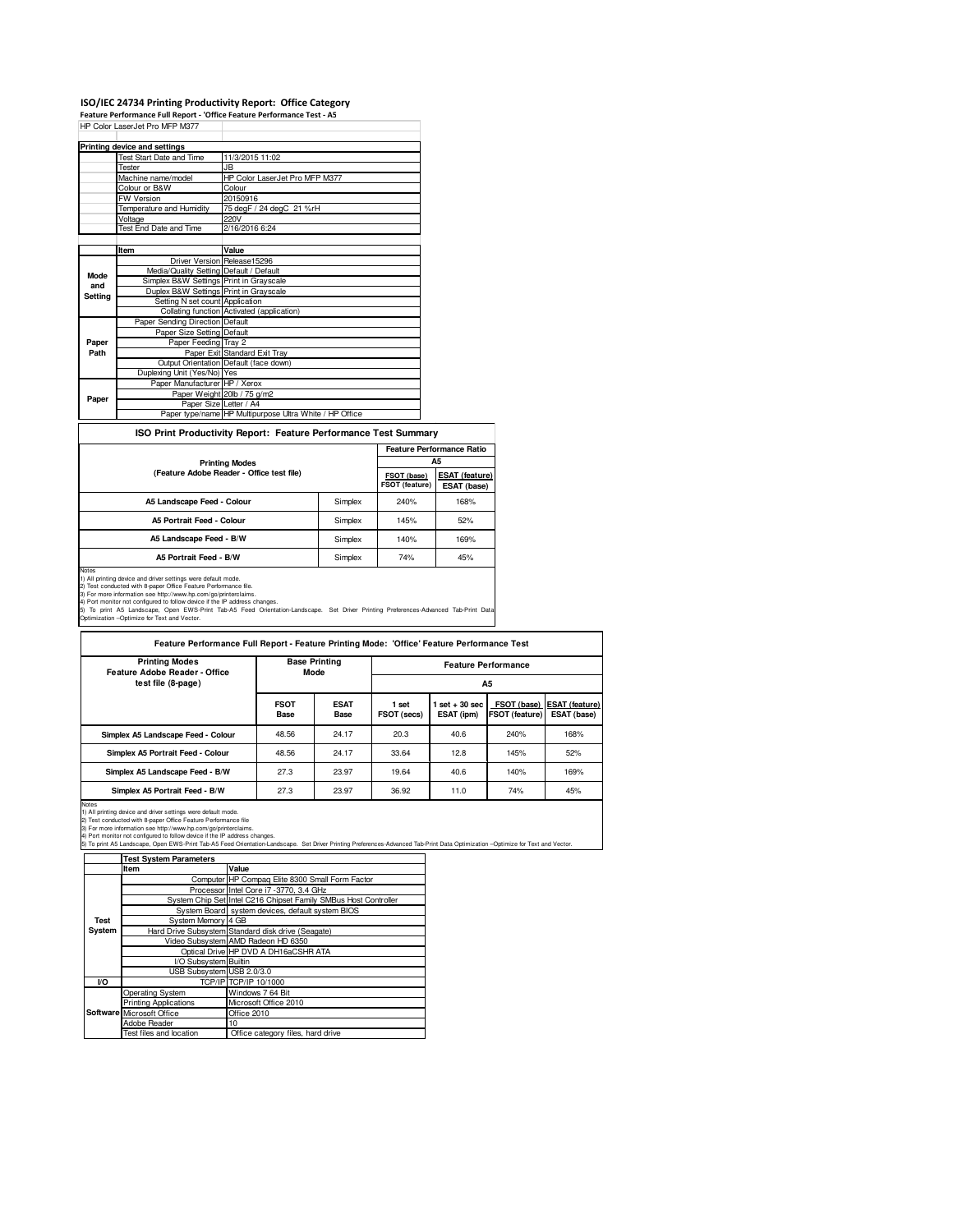# ISO/IEC 24734 Printing Productivity Report: Office Category

**Feature Performance Full Report - 'Office Feature Performance Test - A5**

HP Color LaserJet Pro MFP M377

| Printing device and settings | |
|---|---|
| Test Start Date and Time | 11/3/2015 11:02 |
| Tester | JB |
| Machine name/model | HP Color LaserJet Pro MFP M377 |
| Colour or B&W | Colour |
| FW Version | 20150916 |
| Temperature and Humidity | 75 degF / 24 degC 21 %rH |
| Voltage | 220V |
| Test End Date and Time | 2/16/2016 6:24 |

| | Item | Value |
|---|---|---|
| Mode and Setting | Driver Version | Release15296 |
| | Media/Quality Setting | Default / Default |
| | Simplex B&W Settings | Print in Grayscale |
| | Duplex B&W Settings | Print in Grayscale |
| | Setting N set count | Application |
| | Collating function | Activated (application) |
| Paper Path | Paper Sending Direction | Default |
| | Paper Size Setting | Default |
| | Paper Feeding | Tray 2 |
| | Paper Exit | Standard Exit Tray |
| | Output Orientation | Default (face down) |
| | Duplexing Unit (Yes/No) | Yes |
| Paper | Paper Manufacturer | HP / Xerox |
| | Paper Weight | 20lb / 75 g/m2 |
| | Paper Size | Letter / A4 |
| | Paper type/name | HP Multipurpose Ultra White / HP Office |

## ISO Print Productivity Report: Feature Performance Test Summary

| Printing Modes (Feature Adobe Reader - Office test file) | | Feature Performance Ratio A5: FSOT (base) / FSOT (feature) | ESAT (feature) / ESAT (base) |
|---|---|---|---|
| A5 Landscape Feed - Colour | Simplex | 240% | 168% |
| A5 Portrait Feed - Colour | Simplex | 145% | 52% |
| A5 Landscape Feed - B/W | Simplex | 140% | 169% |
| A5 Portrait Feed - B/W | Simplex | 74% | 45% |

Notes
1) All printing device and driver settings were default mode.
2) Test conducted with 8-paper Office Feature Performance file.
3) For more information see http://www.hp.com/go/printerclaims.
4) Port monitor not configured to follow device if the IP address changes.
5) To print A5 Landscape, Open EWS-Print Tab-A5 Feed Orientation-Landscape. Set Driver Printing Preferences-Advanced Tab-Print Data Optimization –Optimize for Text and Vector.

## Feature Performance Full Report - Feature Printing Mode: 'Office' Feature Performance Test

| Printing Modes Feature Adobe Reader - Office test file (8-page) | Base Printing Mode | | Feature Performance A5 | | | |
|---|---|---|---|---|---|---|
| | FSOT Base | ESAT Base | 1 set FSOT (secs) | 1 set + 30 sec ESAT (ipm) | FSOT (base) / FSOT (feature) | ESAT (feature) / ESAT (base) |
| Simplex A5 Landscape Feed - Colour | 48.56 | 24.17 | 20.3 | 40.6 | 240% | 168% |
| Simplex A5 Portrait Feed - Colour | 48.56 | 24.17 | 33.64 | 12.8 | 145% | 52% |
| Simplex A5 Landscape Feed - B/W | 27.3 | 23.97 | 19.64 | 40.6 | 140% | 169% |
| Simplex A5 Portrait Feed - B/W | 27.3 | 23.97 | 36.92 | 11.0 | 74% | 45% |

Notes
1) All printing device and driver settings were default mode.
2) Test conducted with 8-paper Office Feature Performance file
3) For more information see http://www.hp.com/go/printerclaims.
4) Port monitor not configured to follow device if the IP address changes.
5) To print A5 Landscape, Open EWS-Print Tab-A5 Feed Orientation-Landscape. Set Driver Printing Preferences-Advanced Tab-Print Data Optimization –Optimize for Text and Vector.

| | Test System Parameters | |
|---|---|---|
| | Item | Value |
| Test System | Computer | HP Compaq Elite 8300 Small Form Factor |
| | Processor | Intel Core i7 -3770, 3.4 GHz |
| | System Chip Set | Intel C216 Chipset Family SMBus Host Controller |
| | System Board | system devices, default system BIOS |
| | System Memory | 4 GB |
| | Hard Drive Subsystem | Standard disk drive (Seagate) |
| | Video Subsystem | AMD Radeon HD 6350 |
| | Optical Drive | HP DVD A DH16aCSHR ATA |
| | I/O Subsystem | Builtin |
| | USB Subsystem | USB 2.0/3.0 |
| I/O | TCP/IP | TCP/IP 10/1000 |
| Software | Operating System | Windows 7 64 Bit |
| | Printing Applications | Microsoft Office 2010 |
| | Microsoft Office | Office 2010 |
| | Adobe Reader | 10 |
| | Test files and location | Office category files, hard drive |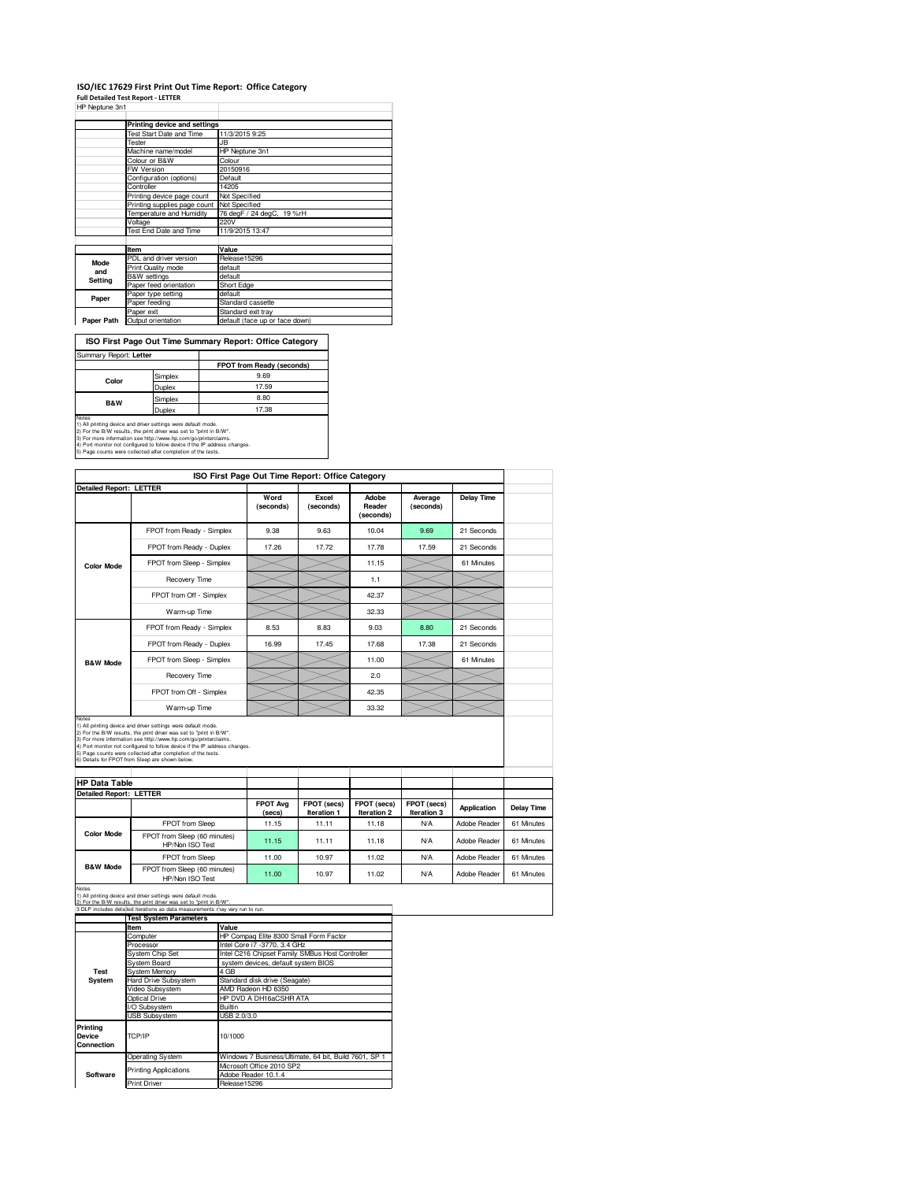# ISO/IEC 17629 First Print Out Time Report: Office Category

**Full Detailed Test Report - LETTER**

HP Neptune 3n1

| | Printing device and settings | |
|---|---|---|
| | Test Start Date and Time | 11/3/2015 9:25 |
| | Tester | JB |
| | Machine name/model | HP Neptune 3n1 |
| | Colour or B&W | Colour |
| | FW Version | 20150916 |
| | Configuration (options) | Default |
| | Controller | 14205 |
| | Printing device page count | Not Specified |
| | Printing supplies page count | Not Specified |
| | Temperature and Humidity | 76 degF / 24 degC, 19 %rH |
| | Voltage | 220V |
| | Test End Date and Time | 11/9/2015 13:47 |

| | Item | Value |
|---|---|---|
| Mode and Setting | PDL and driver version | Release15296 |
| | Print Quality mode | default |
| | B&W settings | default |
| | Paper feed orientation | Short Edge |
| Paper | Paper type setting | default |
| | Paper feeding | Standard cassette |
| | Paper exit | Standard exit tray |
| Paper Path | Output orientation | default (face up or face down) |

## ISO First Page Out Time Summary Report: Office Category

Summary Report: **Letter**

| | | FPOT from Ready (seconds) |
|---|---|---|
| Color | Simplex | 9.69 |
| | Duplex | 17.59 |
| B&W | Simplex | 8.80 |
| | Duplex | 17.38 |

Notes
1) All printing device and driver settings were default mode.
2) For the B/W results, the print driver was set to "print in B/W".
3) For more information see http://www.hp.com/go/printerclaims.
4) Port monitor not configured to follow device if the IP address changes.
5) Page counts were collected after completion of the tests.

## ISO First Page Out Time Report: Office Category

Detailed Report: **LETTER**

| | | Word (seconds) | Excel (seconds) | Adobe Reader (seconds) | Average (seconds) | Delay Time |
|---|---|---|---|---|---|---|
| Color Mode | FPOT from Ready - Simplex | 9.38 | 9.63 | 10.04 | 9.69 | 21 Seconds |
| | FPOT from Ready - Duplex | 17.26 | 17.72 | 17.78 | 17.59 | 21 Seconds |
| | FPOT from Sleep - Simplex | | | 11.15 | | 61 Minutes |
| | Recovery Time | | | 1.1 | | |
| | FPOT from Off - Simplex | | | 42.37 | | |
| | Warm-up Time | | | 32.33 | | |
| B&W Mode | FPOT from Ready - Simplex | 8.53 | 8.83 | 9.03 | 8.80 | 21 Seconds |
| | FPOT from Ready - Duplex | 16.99 | 17.45 | 17.68 | 17.38 | 21 Seconds |
| | FPOT from Sleep - Simplex | | | 11.00 | | 61 Minutes |
| | Recovery Time | | | 2.0 | | |
| | FPOT from Off - Simplex | | | 42.35 | | |
| | Warm-up Time | | | 33.32 | | |

Notes
1) All printing device and driver settings were default mode.
2) For the B/W results, the print driver was set to "print in B/W".
3) For more information see http://www.hp.com/go/printerclaims.
4) Port monitor not configured to follow device if the IP address changes.
5) Page counts were collected after completion of the tests.
6) Details for FPOT from Sleep are shown below.

## HP Data Table

Detailed Report: **LETTER**

| | | FPOT Avg (secs) | FPOT (secs) Iteration 1 | FPOT (secs) Iteration 2 | FPOT (secs) Iteration 3 | Application | Delay Time |
|---|---|---|---|---|---|---|---|
| Color Mode | FPOT from Sleep | 11.15 | 11.11 | 11.18 | N/A | Adobe Reader | 61 Minutes |
| | FPOT from Sleep (60 minutes) HP/Non ISO Test | 11.15 | 11.11 | 11.18 | N/A | Adobe Reader | 61 Minutes |
| B&W Mode | FPOT from Sleep | 11.00 | 10.97 | 11.02 | N/A | Adobe Reader | 61 Minutes |
| | FPOT from Sleep (60 minutes) HP/Non ISO Test | 11.00 | 10.97 | 11.02 | N/A | Adobe Reader | 61 Minutes |

Notes
1) All printing device and driver settings were default mode.
2) For the B/W results, the print driver was set to "print in B/W".
3 DLP includes detailed iterations as data measurements may vary run to run.

| | Test System Parameters | |
|---|---|---|
| | Item | Value |
| Test System | Computer | HP Compaq Elite 8300 Small Form Factor |
| | Processor | Intel Core i7 -3770, 3.4 GHz |
| | System Chip Set | Intel C216 Chipset Family SMBus Host Controller |
| | System Board | system devices, default system BIOS |
| | System Memory | 4 GB |
| | Hard Drive Subsystem | Standard disk drive (Seagate) |
| | Video Subsystem | AMD Radeon HD 6350 |
| | Optical Drive | HP DVD A DH16aCSHR ATA |
| | I/O Subsystem | Builtin |
| | USB Subsystem | USB 2.0/3.0 |
| Printing Device Connection | TCP/IP | 10/1000 |
| Software | Operating System | Windows 7 Business/Ultimate, 64 bit, Build 7601, SP 1 |
| | Printing Applications | Microsoft Office 2010 SP2<br>Adobe Reader 10.1.4 |
| | Print Driver | Release15296 |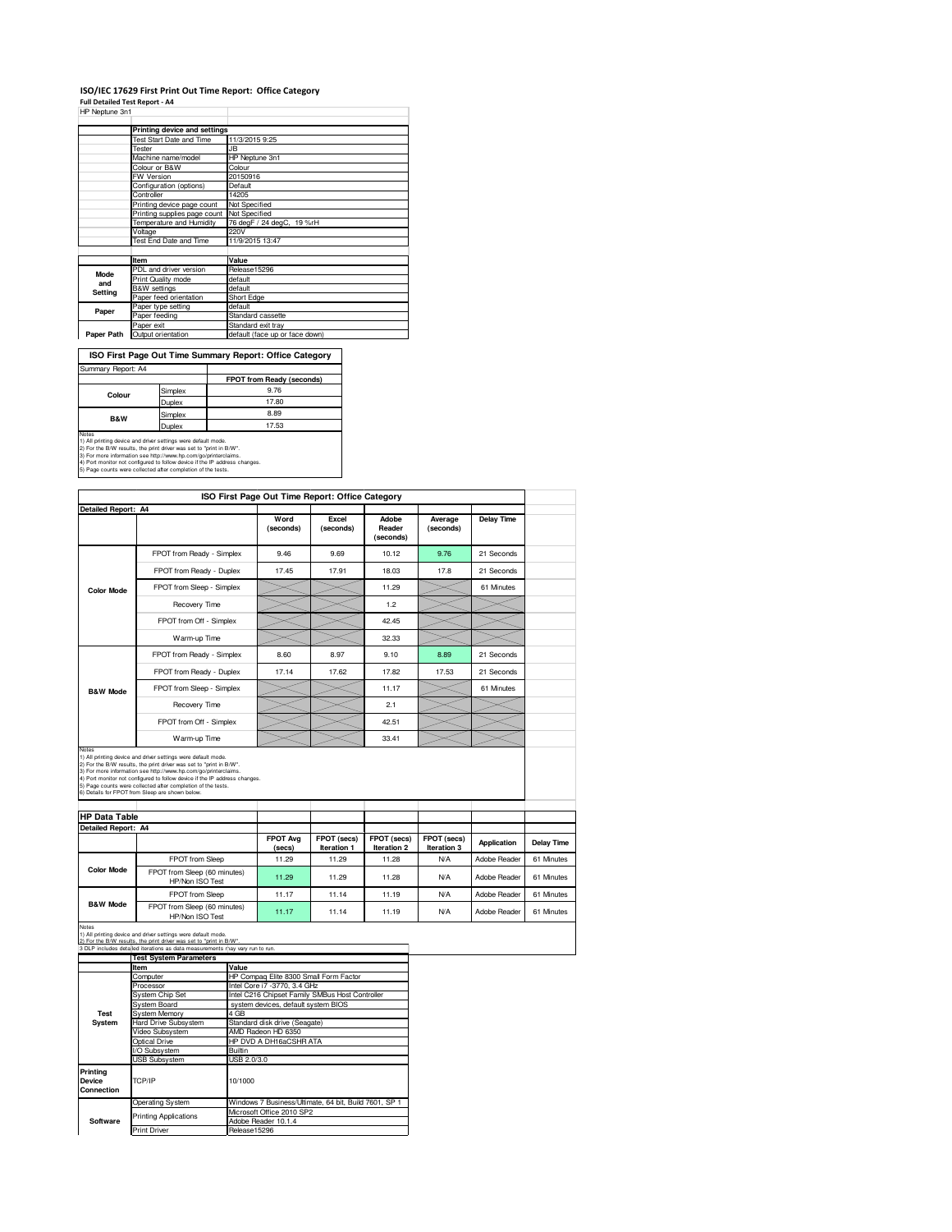# ISO/IEC 17629 First Print Out Time Report: Office Category

**Full Detailed Test Report - A4**

HP Neptune 3n1

| | Printing device and settings | |
|---|---|---|
| | Test Start Date and Time | 11/3/2015 9:25 |
| | Tester | JB |
| | Machine name/model | HP Neptune 3n1 |
| | Colour or B&W | Colour |
| | FW Version | 20150916 |
| | Configuration (options) | Default |
| | Controller | 14205 |
| | Printing device page count | Not Specified |
| | Printing supplies page count | Not Specified |
| | Temperature and Humidity | 76 degF / 24 degC, 19 %rH |
| | Voltage | 220V |
| | Test End Date and Time | 11/9/2015 13:47 |

| | Item | Value |
|---|---|---|
| Mode and Setting | PDL and driver version | Release15296 |
| | Print Quality mode | default |
| | B&W settings | default |
| | Paper feed orientation | Short Edge |
| Paper | Paper type setting | default |
| | Paper feeding | Standard cassette |
| | Paper exit | Standard exit tray |
| Paper Path | Output orientation | default (face up or face down) |

## ISO First Page Out Time Summary Report: Office Category

Summary Report: A4

| | | FPOT from Ready (seconds) |
|---|---|---|
| Colour | Simplex | 9.76 |
| | Duplex | 17.80 |
| B&W | Simplex | 8.89 |
| | Duplex | 17.53 |

Notes
1) All printing device and driver settings were default mode.
2) For the B/W results, the print driver was set to "print in B/W".
3) For more information see http://www.hp.com/go/printerclaims.
4) Port monitor not configured to follow device if the IP address changes.
5) Page counts were collected after completion of the tests.

## ISO First Page Out Time Report: Office Category

Detailed Report: A4

| | | Word (seconds) | Excel (seconds) | Adobe Reader (seconds) | Average (seconds) | Delay Time |
|---|---|---|---|---|---|---|
| Color Mode | FPOT from Ready - Simplex | 9.46 | 9.69 | 10.12 | 9.76 | 21 Seconds |
| | FPOT from Ready - Duplex | 17.45 | 17.91 | 18.03 | 17.8 | 21 Seconds |
| | FPOT from Sleep - Simplex | | | 11.29 | | 61 Minutes |
| | Recovery Time | | | 1.2 | | |
| | FPOT from Off - Simplex | | | 42.45 | | |
| | Warm-up Time | | | 32.33 | | |
| B&W Mode | FPOT from Ready - Simplex | 8.60 | 8.97 | 9.10 | 8.89 | 21 Seconds |
| | FPOT from Ready - Duplex | 17.14 | 17.62 | 17.82 | 17.53 | 21 Seconds |
| | FPOT from Sleep - Simplex | | | 11.17 | | 61 Minutes |
| | Recovery Time | | | 2.1 | | |
| | FPOT from Off - Simplex | | | 42.51 | | |
| | Warm-up Time | | | 33.41 | | |

Notes
1) All printing device and driver settings were default mode.
2) For the B/W results, the print driver was set to "print in B/W".
3) For more information see http://www.hp.com/go/printerclaims.
4) Port monitor not configured to follow device if the IP address changes.
5) Page counts were collected after completion of the tests.
6) Details for FPOT from Sleep are shown below.

## HP Data Table

Detailed Report: A4

| | | FPOT Avg (secs) | FPOT (secs) Iteration 1 | FPOT (secs) Iteration 2 | FPOT (secs) Iteration 3 | Application | Delay Time |
|---|---|---|---|---|---|---|---|
| Color Mode | FPOT from Sleep | 11.29 | 11.29 | 11.28 | N/A | Adobe Reader | 61 Minutes |
| | FPOT from Sleep (60 minutes) HP/Non ISO Test | 11.29 | 11.29 | 11.28 | N/A | Adobe Reader | 61 Minutes |
| B&W Mode | FPOT from Sleep | 11.17 | 11.14 | 11.19 | N/A | Adobe Reader | 61 Minutes |
| | FPOT from Sleep (60 minutes) HP/Non ISO Test | 11.17 | 11.14 | 11.19 | N/A | Adobe Reader | 61 Minutes |

Notes
1) All printing device and driver settings were default mode.
2) For the B/W results, the print driver was set to "print in B/W".
3 DLP includes detailed iterations as data measurements may vary run to run.

| | Test System Parameters | |
|---|---|---|
| | Item | Value |
| Test System | Computer | HP Compaq Elite 8300 Small Form Factor |
| | Processor | Intel Core i7 -3770, 3.4 GHz |
| | System Chip Set | Intel C216 Chipset Family SMBus Host Controller |
| | System Board | system devices, default system BIOS |
| | System Memory | 4 GB |
| | Hard Drive Subsystem | Standard disk drive (Seagate) |
| | Video Subsystem | AMD Radeon HD 6350 |
| | Optical Drive | HP DVD A DH16aCSHR ATA |
| | I/O Subsystem | Builtin |
| | USB Subsystem | USB 2.0/3.0 |
| Printing Device Connection | TCP/IP | 10/1000 |
| Software | Operating System | Windows 7 Business/Ultimate, 64 bit, Build 7601, SP 1 |
| | Printing Applications | Microsoft Office 2010 SP2<br>Adobe Reader 10.1.4 |
| | Print Driver | Release15296 |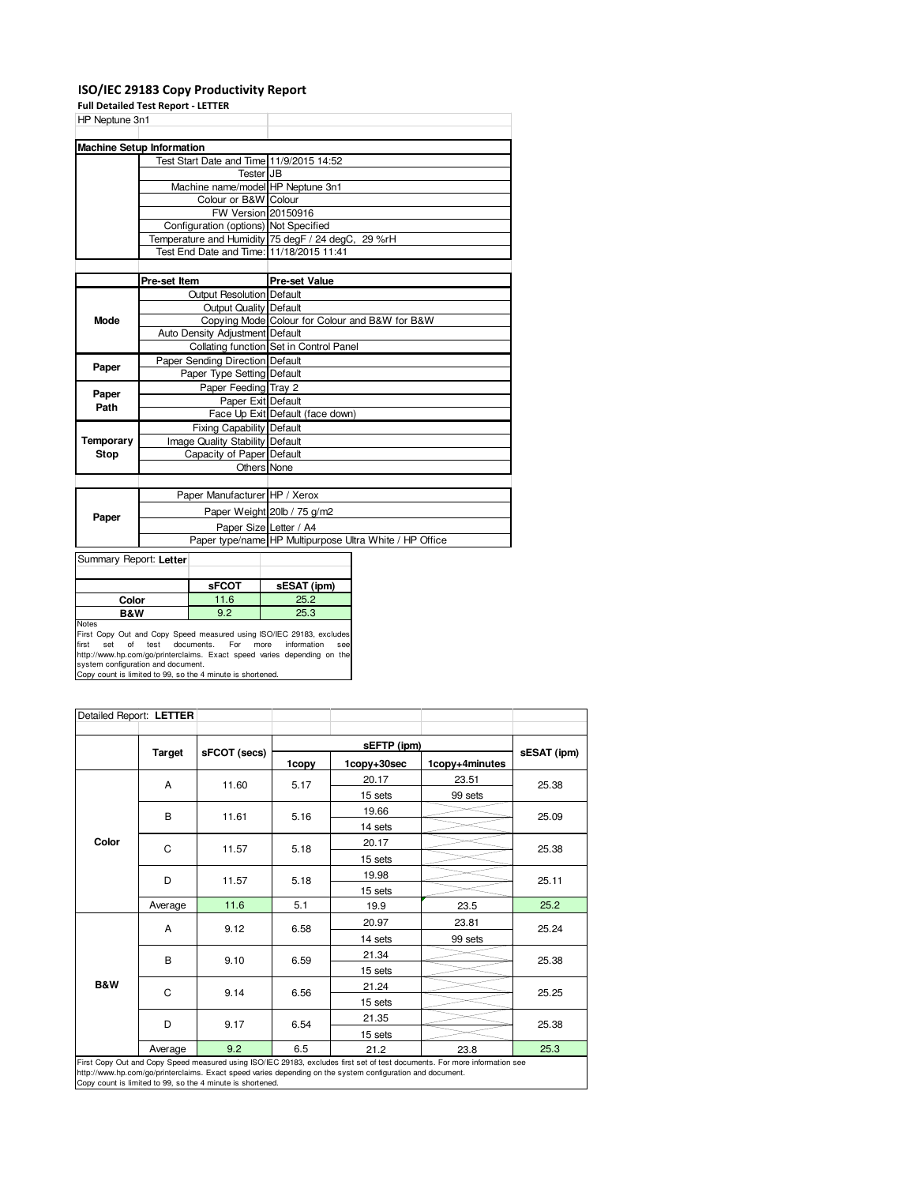# ISO/IEC 29183 Copy Productivity Report

**Full Detailed Test Report - LETTER**

HP Neptune 3n1

| Machine Setup Information | | |
|---|---|---|
| | Test Start Date and Time | 11/9/2015 14:52 |
| | Tester | JB |
| | Machine name/model | HP Neptune 3n1 |
| | Colour or B&W | Colour |
| | FW Version | 20150916 |
| | Configuration (options) | Not Specified |
| | Temperature and Humidity | 75 degF / 24 degC, 29 %rH |
| | Test End Date and Time: | 11/18/2015 11:41 |

| | Pre-set Item | Pre-set Value |
|---|---|---|
| Mode | Output Resolution | Default |
| | Output Quality | Default |
| | Copying Mode | Colour for Colour and B&W for B&W |
| | Auto Density Adjustment | Default |
| | Collating function | Set in Control Panel |
| Paper | Paper Sending Direction | Default |
| | Paper Type Setting | Default |
| Paper Path | Paper Feeding | Tray 2 |
| | Paper Exit | Default |
| | Face Up Exit | Default (face down) |
| Temporary Stop | Fixing Capability | Default |
| | Image Quality Stability | Default |
| | Capacity of Paper | Default |
| | Others | None |

| | | |
|---|---|---|
| Paper | Paper Manufacturer | HP / Xerox |
| | Paper Weight | 20lb / 75 g/m2 |
| | Paper Size | Letter / A4 |
| | Paper type/name | HP Multipurpose Ultra White / HP Office |

Summary Report: **Letter**

| | sFCOT | sESAT (ipm) |
|---|---|---|
| Color | 11.6 | 25.2 |
| B&W | 9.2 | 25.3 |

Notes
First Copy Out and Copy Speed measured using ISO/IEC 29183, excludes first set of test documents. For more information see http://www.hp.com/go/printerclaims. Exact speed varies depending on the system configuration and document.
Copy count is limited to 99, so the 4 minute is shortened.

Detailed Report: **LETTER**

| | Target | sFCOT (secs) | sEFTP (ipm) 1copy | sEFTP (ipm) 1copy+30sec | sEFTP (ipm) 1copy+4minutes | sESAT (ipm) |
|---|---|---|---|---|---|---|
| Color | A | 11.60 | 5.17 | 20.17 / 15 sets | 23.51 / 99 sets | 25.38 |
| | B | 11.61 | 5.16 | 19.66 / 14 sets | | 25.09 |
| | C | 11.57 | 5.18 | 20.17 / 15 sets | | 25.38 |
| | D | 11.57 | 5.18 | 19.98 / 15 sets | | 25.11 |
| | Average | 11.6 | 5.1 | 19.9 | 23.5 | 25.2 |
| B&W | A | 9.12 | 6.58 | 20.97 / 14 sets | 23.81 / 99 sets | 25.24 |
| | B | 9.10 | 6.59 | 21.34 / 15 sets | | 25.38 |
| | C | 9.14 | 6.56 | 21.24 / 15 sets | | 25.25 |
| | D | 9.17 | 6.54 | 21.35 / 15 sets | | 25.38 |
| | Average | 9.2 | 6.5 | 21.2 | 23.8 | 25.3 |

First Copy Out and Copy Speed measured using ISO/IEC 29183, excludes first set of test documents. For more information see http://www.hp.com/go/printerclaims. Exact speed varies depending on the system configuration and document.
Copy count is limited to 99, so the 4 minute is shortened.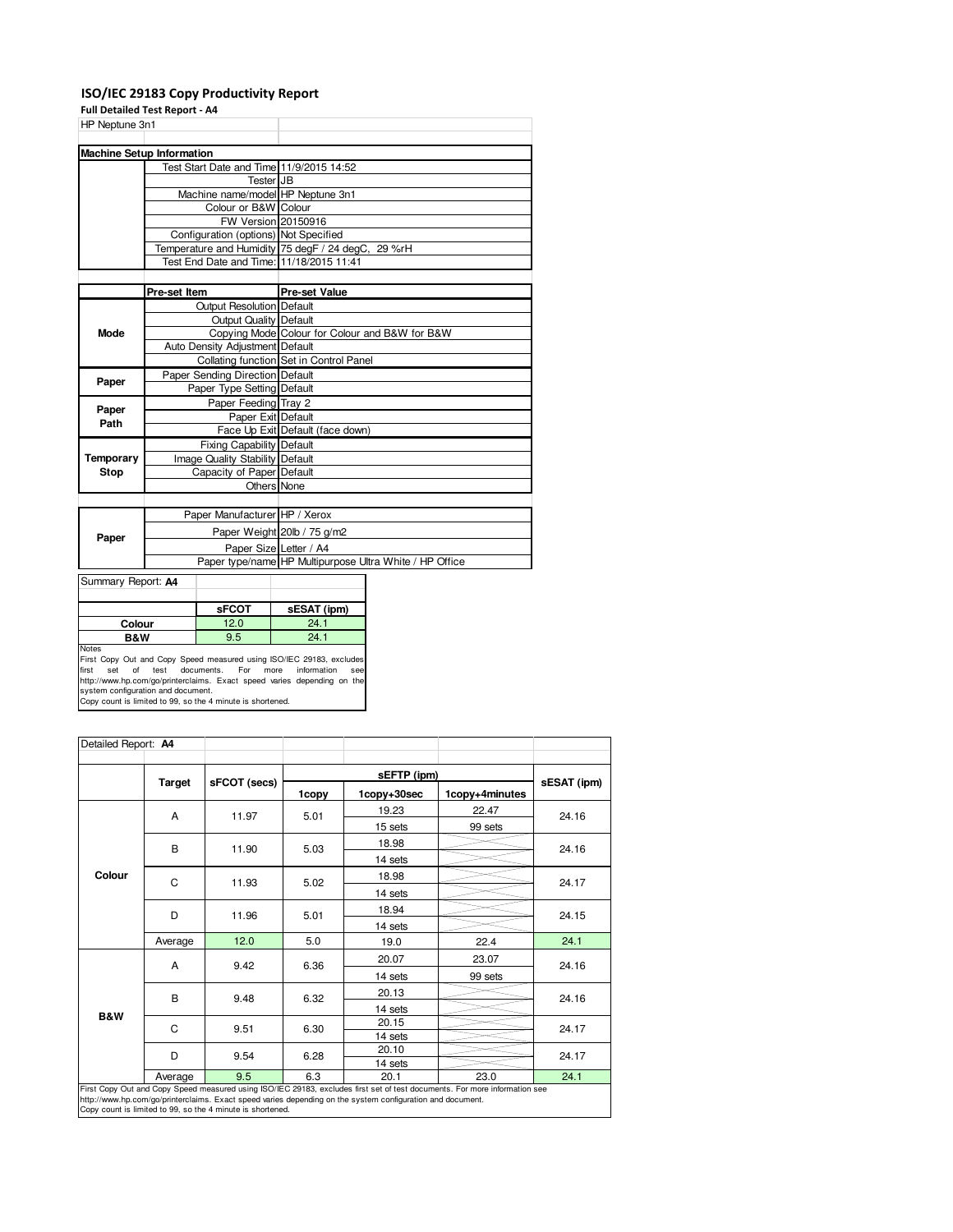# ISO/IEC 29183 Copy Productivity Report

**Full Detailed Test Report - A4**

HP Neptune 3n1

| Machine Setup Information | | |
|---|---|---|
| | Test Start Date and Time | 11/9/2015 14:52 |
| | Tester | JB |
| | Machine name/model | HP Neptune 3n1 |
| | Colour or B&W | Colour |
| | FW Version | 20150916 |
| | Configuration (options) | Not Specified |
| | Temperature and Humidity | 75 degF / 24 degC, 29 %rH |
| | Test End Date and Time: | 11/18/2015 11:41 |

| | Pre-set Item | Pre-set Value |
|---|---|---|
| Mode | Output Resolution | Default |
| | Output Quality | Default |
| | Copying Mode | Colour for Colour and B&W for B&W |
| | Auto Density Adjustment | Default |
| | Collating function | Set in Control Panel |
| Paper | Paper Sending Direction | Default |
| | Paper Type Setting | Default |
| Paper Path | Paper Feeding | Tray 2 |
| | Paper Exit | Default |
| | Face Up Exit | Default (face down) |
| Temporary Stop | Fixing Capability | Default |
| | Image Quality Stability | Default |
| | Capacity of Paper | Default |
| | Others | None |

| | | |
|---|---|---|
| Paper | Paper Manufacturer | HP / Xerox |
| | Paper Weight | 20lb / 75 g/m2 |
| | Paper Size | Letter / A4 |
| | Paper type/name | HP Multipurpose Ultra White / HP Office |

Summary Report: **A4**

| | sFCOT | sESAT (ipm) |
|---|---|---|
| Colour | 12.0 | 24.1 |
| B&W | 9.5 | 24.1 |

Notes
First Copy Out and Copy Speed measured using ISO/IEC 29183, excludes first set of test documents. For more information see http://www.hp.com/go/printerclaims. Exact speed varies depending on the system configuration and document.
Copy count is limited to 99, so the 4 minute is shortened.

Detailed Report: **A4**

| | Target | sFCOT (secs) | sEFTP (ipm) 1copy | sEFTP (ipm) 1copy+30sec | sEFTP (ipm) 1copy+4minutes | sESAT (ipm) |
|---|---|---|---|---|---|---|
| Colour | A | 11.97 | 5.01 | 19.23 / 15 sets | 22.47 / 99 sets | 24.16 |
| | B | 11.90 | 5.03 | 18.98 / 14 sets | | 24.16 |
| | C | 11.93 | 5.02 | 18.98 / 14 sets | | 24.17 |
| | D | 11.96 | 5.01 | 18.94 / 14 sets | | 24.15 |
| | Average | 12.0 | 5.0 | 19.0 | 22.4 | 24.1 |
| B&W | A | 9.42 | 6.36 | 20.07 / 14 sets | 23.07 / 99 sets | 24.16 |
| | B | 9.48 | 6.32 | 20.13 / 14 sets | | 24.16 |
| | C | 9.51 | 6.30 | 20.15 / 14 sets | | 24.17 |
| | D | 9.54 | 6.28 | 20.10 / 14 sets | | 24.17 |
| | Average | 9.5 | 6.3 | 20.1 | 23.0 | 24.1 |

First Copy Out and Copy Speed measured using ISO/IEC 29183, excludes first set of test documents. For more information see http://www.hp.com/go/printerclaims. Exact speed varies depending on the system configuration and document.
Copy count is limited to 99, so the 4 minute is shortened.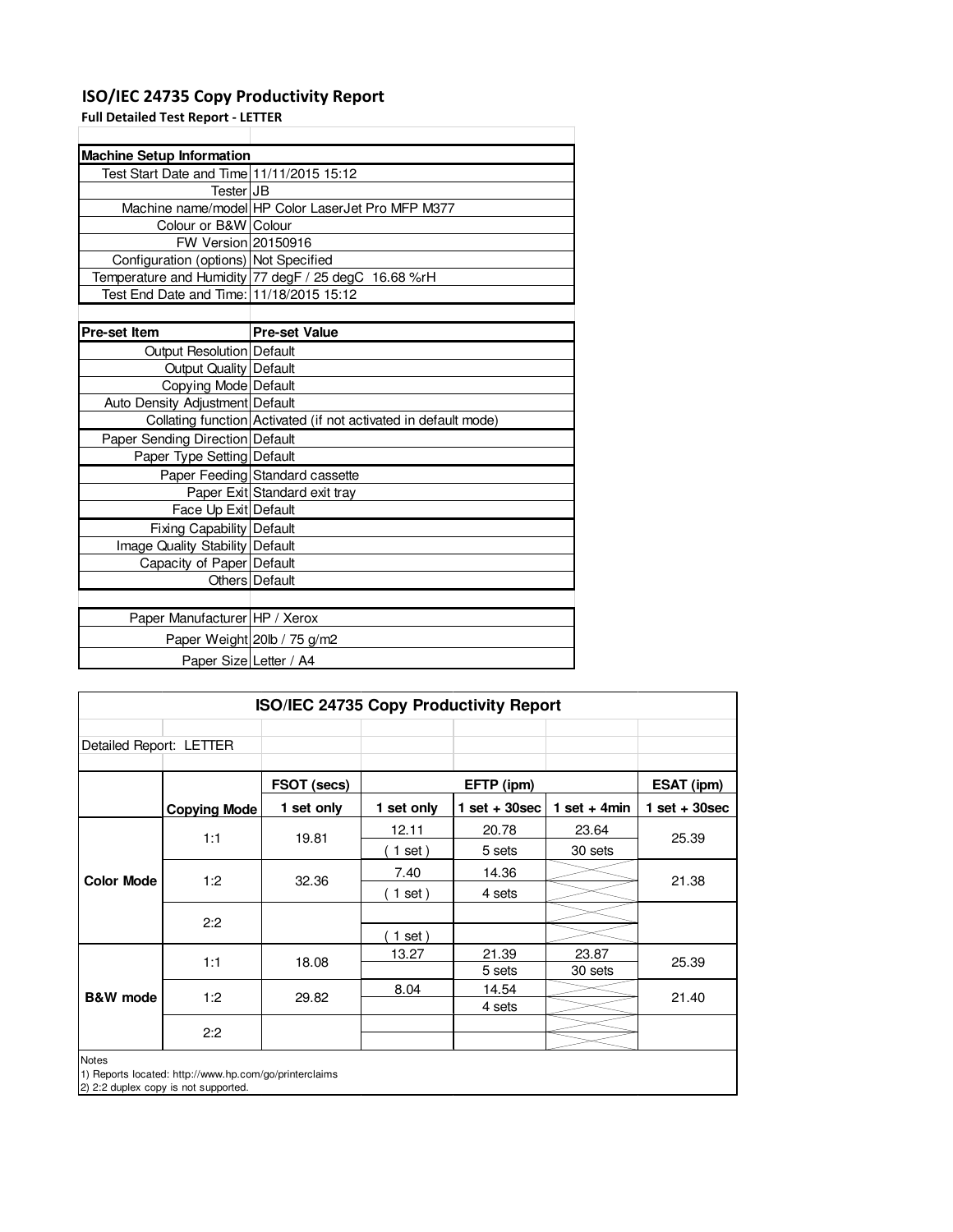# ISO/IEC 24735 Copy Productivity Report

**Full Detailed Test Report - LETTER**

| Machine Setup Information | |
|---|---|
| Test Start Date and Time | 11/11/2015 15:12 |
| Tester | JB |
| Machine name/model | HP Color LaserJet Pro MFP M377 |
| Colour or B&W | Colour |
| FW Version | 20150916 |
| Configuration (options) | Not Specified |
| Temperature and Humidity | 77 degF / 25 degC 16.68 %rH |
| Test End Date and Time: | 11/18/2015 15:12 |

| Pre-set Item | Pre-set Value |
|---|---|
| Output Resolution | Default |
| Output Quality | Default |
| Copying Mode | Default |
| Auto Density Adjustment | Default |
| Collating function | Activated (if not activated in default mode) |
| Paper Sending Direction | Default |
| Paper Type Setting | Default |
| Paper Feeding | Standard cassette |
| Paper Exit | Standard exit tray |
| Face Up Exit | Default |
| Fixing Capability | Default |
| Image Quality Stability | Default |
| Capacity of Paper | Default |
| Others | Default |

| | |
|---|---|
| Paper Manufacturer | HP / Xerox |
| Paper Weight | 20lb / 75 g/m2 |
| Paper Size | Letter / A4 |

**ISO/IEC 24735 Copy Productivity Report**

Detailed Report: LETTER

| | | FSOT (secs) | EFTP (ipm) | | | ESAT (ipm) |
|---|---|---|---|---|---|---|
| | **Copying Mode** | **1 set only** | **1 set only** | **1 set + 30sec** | **1 set + 4min** | **1 set + 30sec** |
| **Color Mode** | 1:1 | 19.81 | 12.11<br>( 1 set ) | 20.78<br>5 sets | 23.64<br>30 sets | 25.39 |
| | 1:2 | 32.36 | 7.40<br>( 1 set ) | 14.36<br>4 sets | | 21.38 |
| | 2:2 | | ( 1 set ) | | | |
| **B&W mode** | 1:1 | 18.08 | 13.27 | 21.39<br>5 sets | 23.87<br>30 sets | 25.39 |
| | 1:2 | 29.82 | 8.04 | 14.54<br>4 sets | | 21.40 |
| | 2:2 | | | | | |

Notes
1) Reports located: http://www.hp.com/go/printerclaims
2) 2:2 duplex copy is not supported.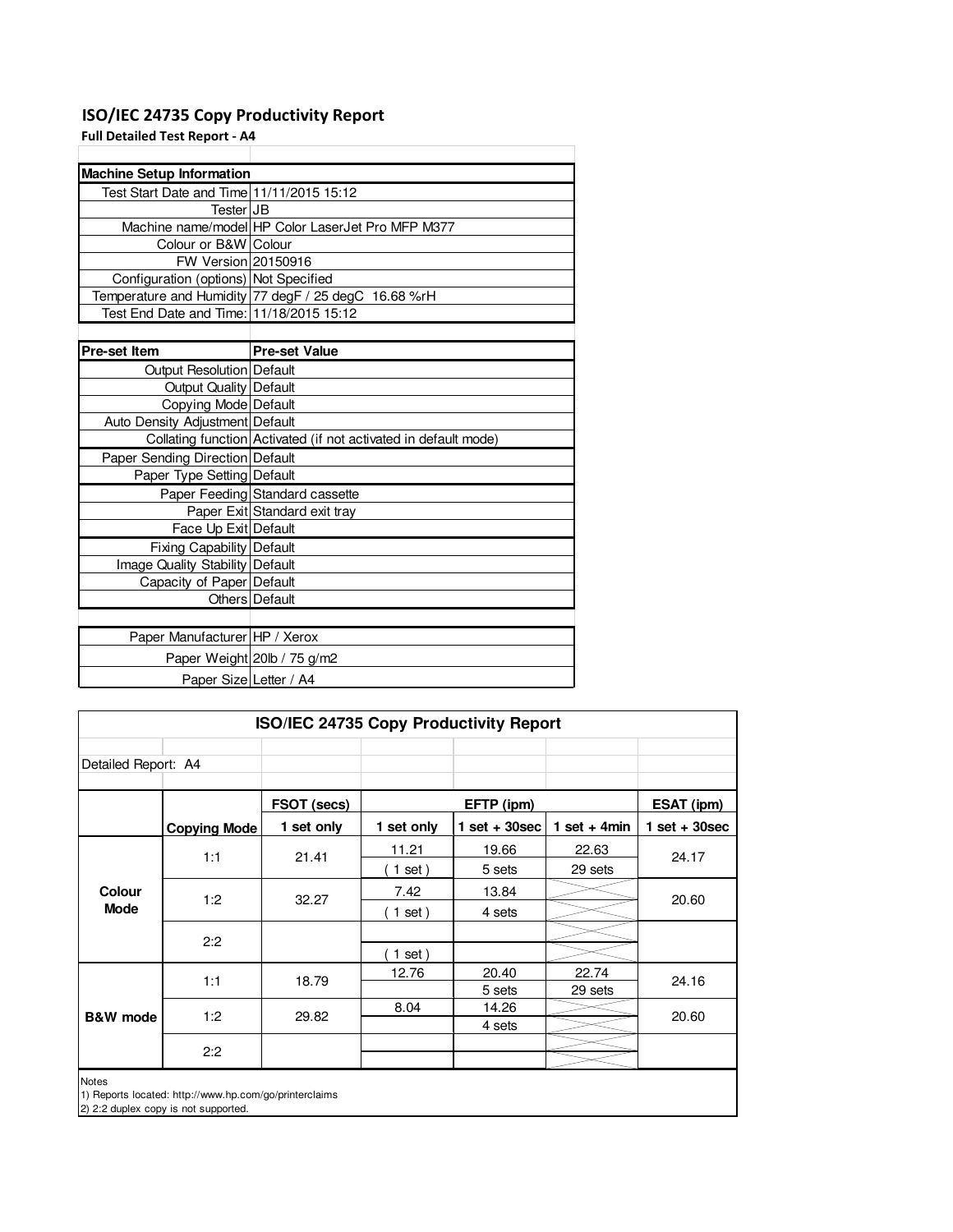## ISO/IEC 24735 Copy Productivity Report

**Full Detailed Test Report - A4**

| Machine Setup Information | |
|---|---|
| Test Start Date and Time | 11/11/2015 15:12 |
| Tester | JB |
| Machine name/model | HP Color LaserJet Pro MFP M377 |
| Colour or B&W | Colour |
| FW Version | 20150916 |
| Configuration (options) | Not Specified |
| Temperature and Humidity | 77 degF / 25 degC 16.68 %rH |
| Test End Date and Time: | 11/18/2015 15:12 |

| Pre-set Item | Pre-set Value |
|---|---|
| Output Resolution | Default |
| Output Quality | Default |
| Copying Mode | Default |
| Auto Density Adjustment | Default |
| Collating function | Activated (if not activated in default mode) |
| Paper Sending Direction | Default |
| Paper Type Setting | Default |
| Paper Feeding | Standard cassette |
| Paper Exit | Standard exit tray |
| Face Up Exit | Default |
| Fixing Capability | Default |
| Image Quality Stability | Default |
| Capacity of Paper | Default |
| Others | Default |

| | |
|---|---|
| Paper Manufacturer | HP / Xerox |
| Paper Weight | 20lb / 75 g/m2 |
| Paper Size | Letter / A4 |

### ISO/IEC 24735 Copy Productivity Report

Detailed Report: A4

| | | FSOT (secs) | EFTP (ipm) | | | ESAT (ipm) |
|---|---|---|---|---|---|---|
| | **Copying Mode** | **1 set only** | **1 set only** | **1 set + 30sec** | **1 set + 4min** | **1 set + 30sec** |
| **Colour Mode** | 1:1 | 21.41 | 11.21 | 19.66 | 22.63 | 24.17 |
| | | | ( 1 set ) | 5 sets | 29 sets | |
| | 1:2 | 32.27 | 7.42 | 13.84 | | 20.60 |
| | | | ( 1 set ) | 4 sets | | |
| | 2:2 | | | | | |
| | | | ( 1 set ) | | | |
| **B&W mode** | 1:1 | 18.79 | 12.76 | 20.40 | 22.74 | 24.16 |
| | | | | 5 sets | 29 sets | |
| | 1:2 | 29.82 | 8.04 | 14.26 | | 20.60 |
| | | | | 4 sets | | |
| | 2:2 | | | | | |

Notes
1) Reports located: http://www.hp.com/go/printerclaims
2) 2:2 duplex copy is not supported.